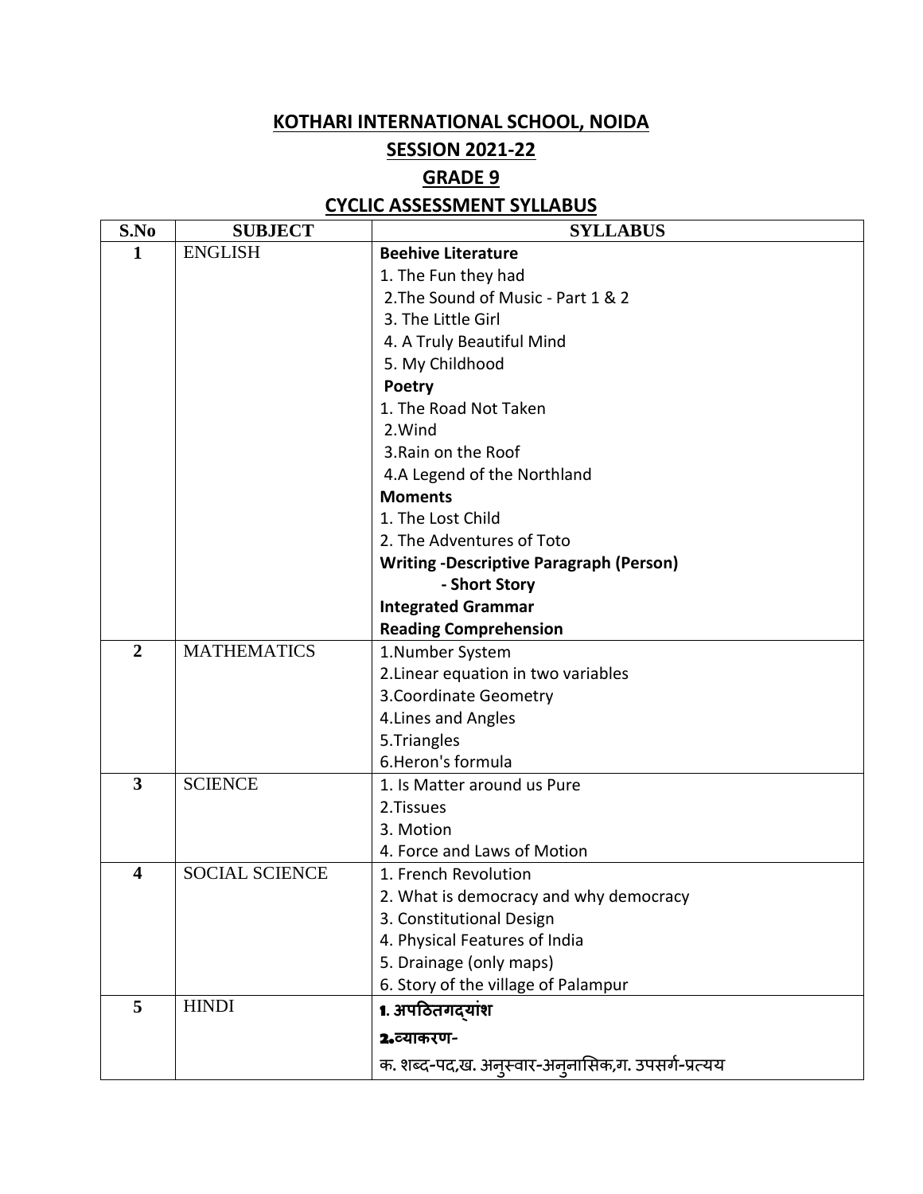# KOTHARI INTERNATIONAL SCHOOL, NOIDA

## SESSION 2021-22

## GRADE 9

## CYCLIC ASSESSMENT SYLLABUS

| S.No | SUBJECT | SYLLABUS |
|---|---|---|
| 1 | ENGLISH | **Beehive Literature**<br>1. The Fun they had<br>2.The Sound of Music - Part 1 & 2<br>3. The Little Girl<br>4. A Truly Beautiful Mind<br>5. My Childhood<br>**Poetry**<br>1. The Road Not Taken<br>2.Wind<br>3.Rain on the Roof<br>4.A Legend of the Northland<br>**Moments**<br>1. The Lost Child<br>2. The Adventures of Toto<br>**Writing -Descriptive Paragraph (Person)**<br>**- Short Story**<br>**Integrated Grammar**<br>**Reading Comprehension** |
| 2 | MATHEMATICS | 1.Number System<br>2.Linear equation in two variables<br>3.Coordinate Geometry<br>4.Lines and Angles<br>5.Triangles<br>6.Heron's formula |
| 3 | SCIENCE | 1. Is Matter around us Pure<br>2.Tissues<br>3. Motion<br>4. Force and Laws of Motion |
| 4 | SOCIAL SCIENCE | 1. French Revolution<br>2. What is democracy and why democracy<br>3. Constitutional Design<br>4. Physical Features of India<br>5. Drainage (only maps)<br>6. Story of the village of Palampur |
| 5 | HINDI | **1. अपठितगद्यांश**<br>**2.व्याकरण-**<br>क. शब्द-पद,ख. अनुस्वार-अनुनासिक,ग. उपसर्ग-प्रत्यय |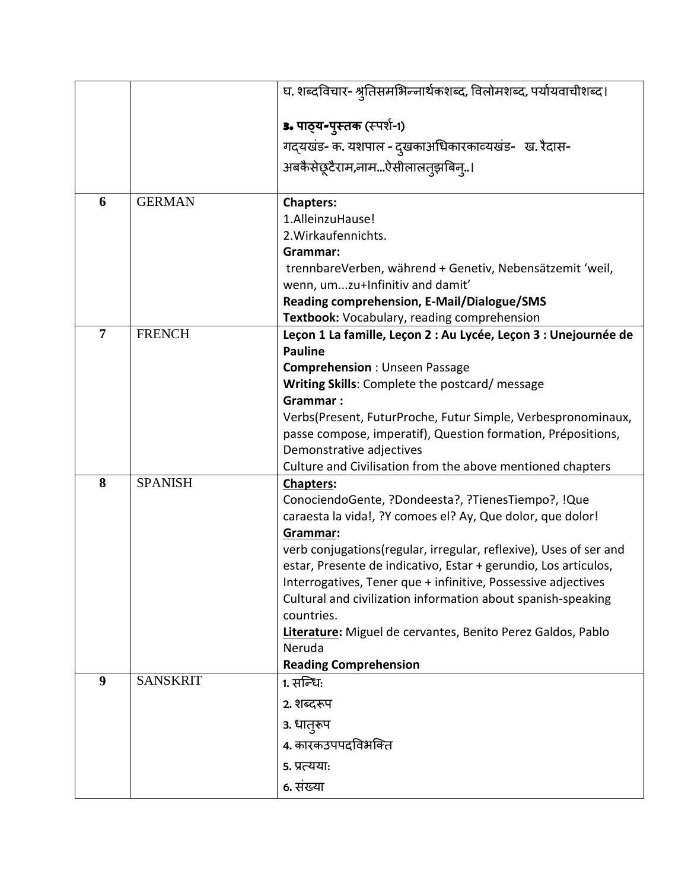| | | |
|---|---|---|
| | | घ. शब्दविचार- श्रुतिसमभिन्नार्थकशब्द, विलोमशब्द, पर्यायवाचीशब्द।<br><br>**३. पाठ्य-पुस्तक** (स्पर्श-1)<br>गद्यखंड- क. यशपाल - दुखकाअधिकारकाव्यखंड- ख. रैदास-अबकैसेछूटैराम,नाम...ऐसीलालतुझबिनु..। |
| 6 | GERMAN | **Chapters:**<br>1.AlleinzuHause!<br>2.Wirkaufennichts.<br>**Grammar:**<br>trennbareVerben, während + Genetiv, Nebensätzemit 'weil, wenn, um...zu+Infinitiv and damit'<br>**Reading comprehension, E-Mail/Dialogue/SMS**<br>**Textbook:** Vocabulary, reading comprehension |
| 7 | FRENCH | **Leçon 1 La famille, Leçon 2 : Au Lycée, Leçon 3 : Unejournée de Pauline**<br>**Comprehension** : Unseen Passage<br>**Writing Skills**: Complete the postcard/ message<br>**Grammar :**<br>Verbs(Present, FuturProche, Futur Simple, Verbespronominaux, passe compose, imperatif), Question formation, Prépositions, Demonstrative adjectives<br>Culture and Civilisation from the above mentioned chapters |
| 8 | SPANISH | **Chapters:**<br>ConociendoGente, ?Dondeesta?, ?TienesTiempo?, !Que caraesta la vida!, ?Y comoes el? Ay, Que dolor, que dolor!<br>**Grammar:**<br>verb conjugations(regular, irregular, reflexive), Uses of ser and estar, Presente de indicativo, Estar + gerundio, Los articulos, Interrogatives, Tener que + infinitive, Possessive adjectives<br>Cultural and civilization information about spanish-speaking countries.<br>**Literature:** Miguel de cervantes, Benito Perez Galdos, Pablo Neruda<br>**Reading Comprehension** |
| 9 | SANSKRIT | 1. सन्धि:<br>2. शब्दरूप<br>3. धातुरूप<br>4. कारकउपपदविभक्ति<br>5. प्रत्यया:<br>6. संख्या |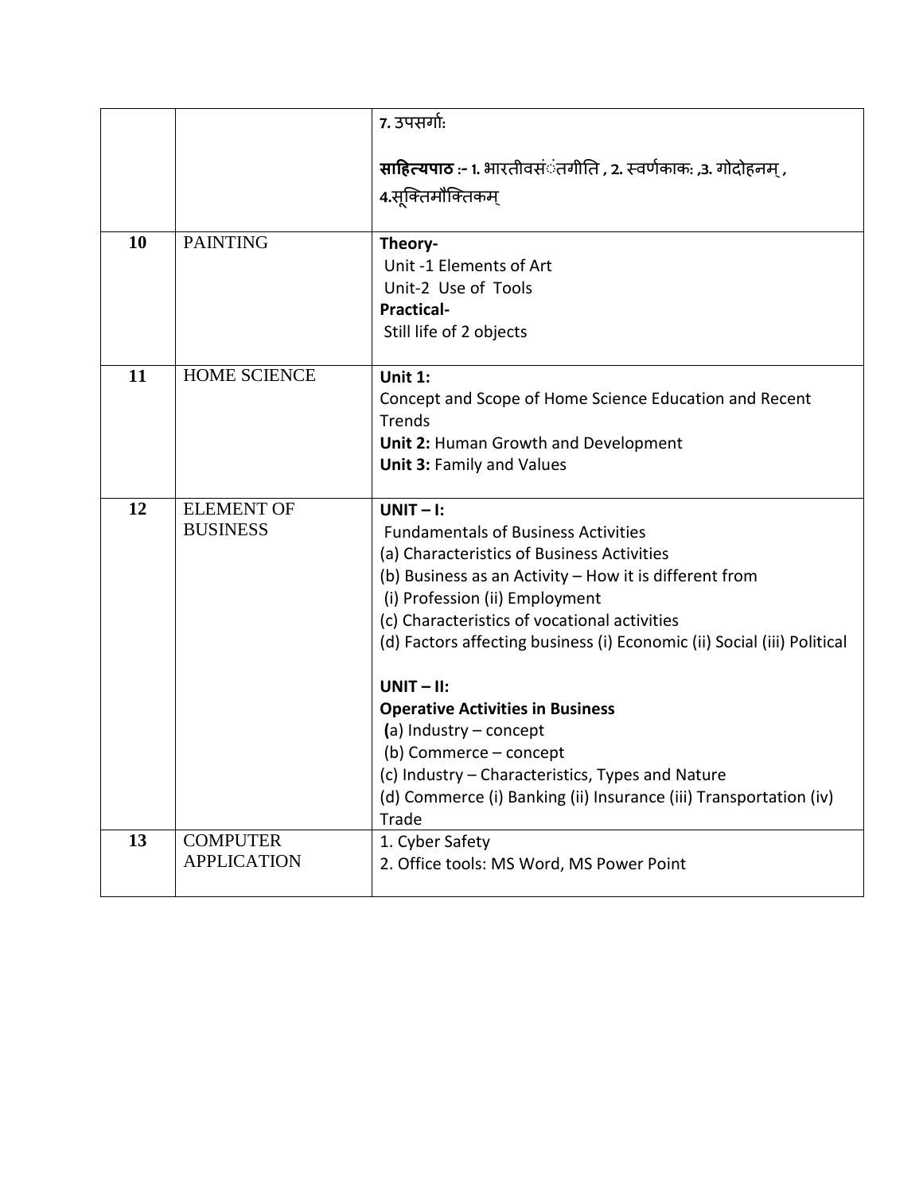| | | |
|---|---|---|
| | | 7. उपसर्गाः<br><br>**साहित्यपाठ :-** 1. भारतीवसंतगीति , 2. स्वर्णकाकः ,3. गोदोहनम् , 4.सूक्तिमौक्तिकम् |
| 10 | PAINTING | **Theory-**<br>Unit -1 Elements of Art<br>Unit-2 Use of Tools<br>**Practical-**<br>Still life of 2 objects |
| 11 | HOME SCIENCE | **Unit 1:**<br>Concept and Scope of Home Science Education and Recent Trends<br>**Unit 2:** Human Growth and Development<br>**Unit 3:** Family and Values |
| 12 | ELEMENT OF BUSINESS | **UNIT – I:**<br>Fundamentals of Business Activities<br>(a) Characteristics of Business Activities<br>(b) Business as an Activity – How it is different from<br>(i) Profession (ii) Employment<br>(c) Characteristics of vocational activities<br>(d) Factors affecting business (i) Economic (ii) Social (iii) Political<br><br>**UNIT – II:**<br>**Operative Activities in Business**<br>(a) Industry – concept<br>(b) Commerce – concept<br>(c) Industry – Characteristics, Types and Nature<br>(d) Commerce (i) Banking (ii) Insurance (iii) Transportation (iv) Trade |
| 13 | COMPUTER APPLICATION | 1. Cyber Safety<br>2. Office tools: MS Word, MS Power Point |